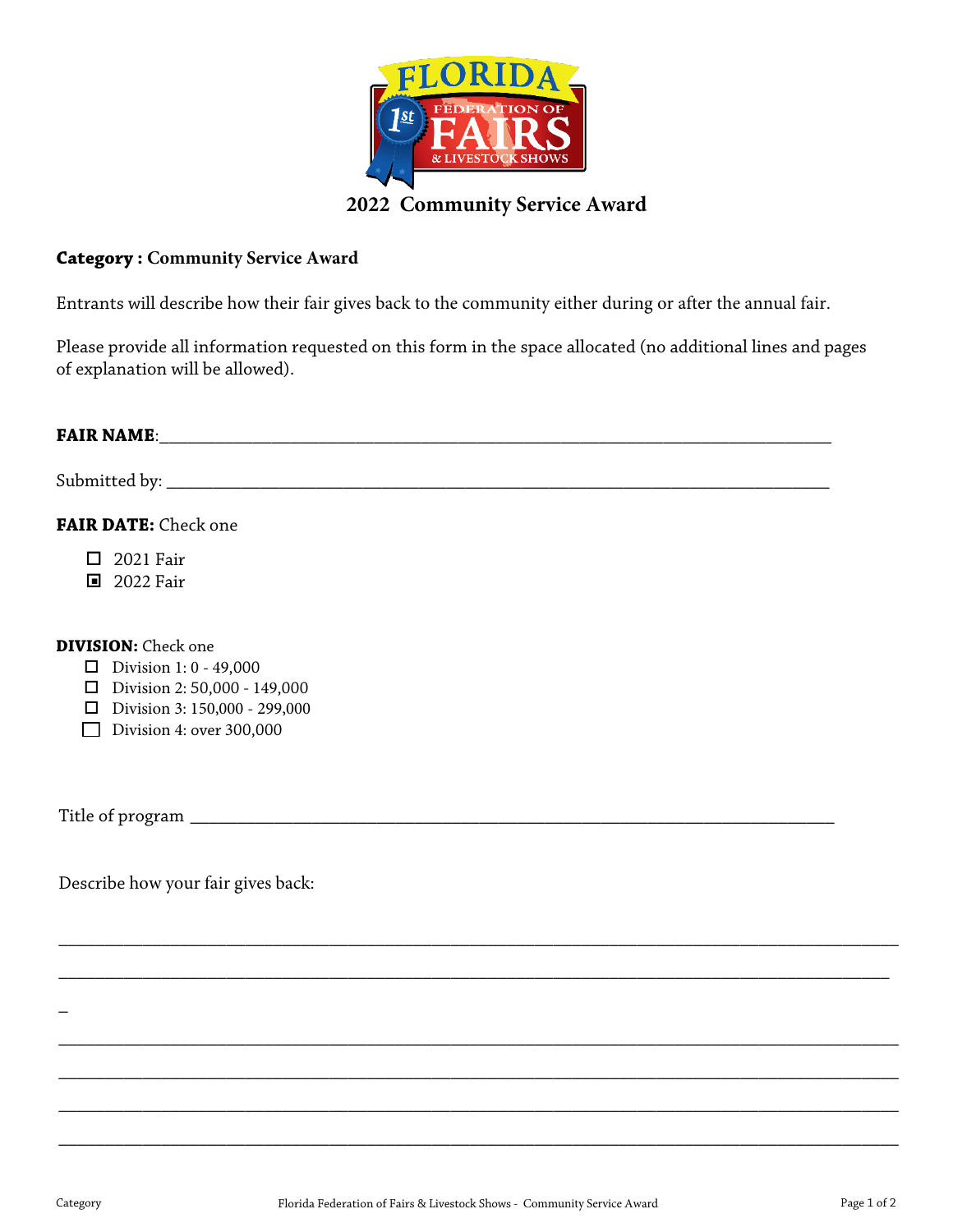FLORIDA FEDERATION OF FAIRS & LIVESTOCK SHOWS

## 2022 Community Service Award

**Category : Community Service Award**

Entrants will describe how their fair gives back to the community either during or after the annual fair.

Please provide all information requested on this form in the space allocated (no additional lines and pages of explanation will be allowed).

**FAIR NAME**:_______________________________________________________________________

Submitted by: _______________________________________________________________________

**FAIR DATE:** Check one

- ☐ 2021 Fair
- ▣ 2022 Fair

**DIVISION:** Check one

- ☐ Division 1: 0 - 49,000
- ☐ Division 2: 50,000 - 149,000
- ☐ Division 3: 150,000 - 299,000
- ☐ Division 4: over 300,000

Title of program _______________________________________________________________________

Describe how your fair gives back:

_____________________________________________________________________________________

_____________________________________________________________________________________

_

_____________________________________________________________________________________

_____________________________________________________________________________________

_____________________________________________________________________________________

_____________________________________________________________________________________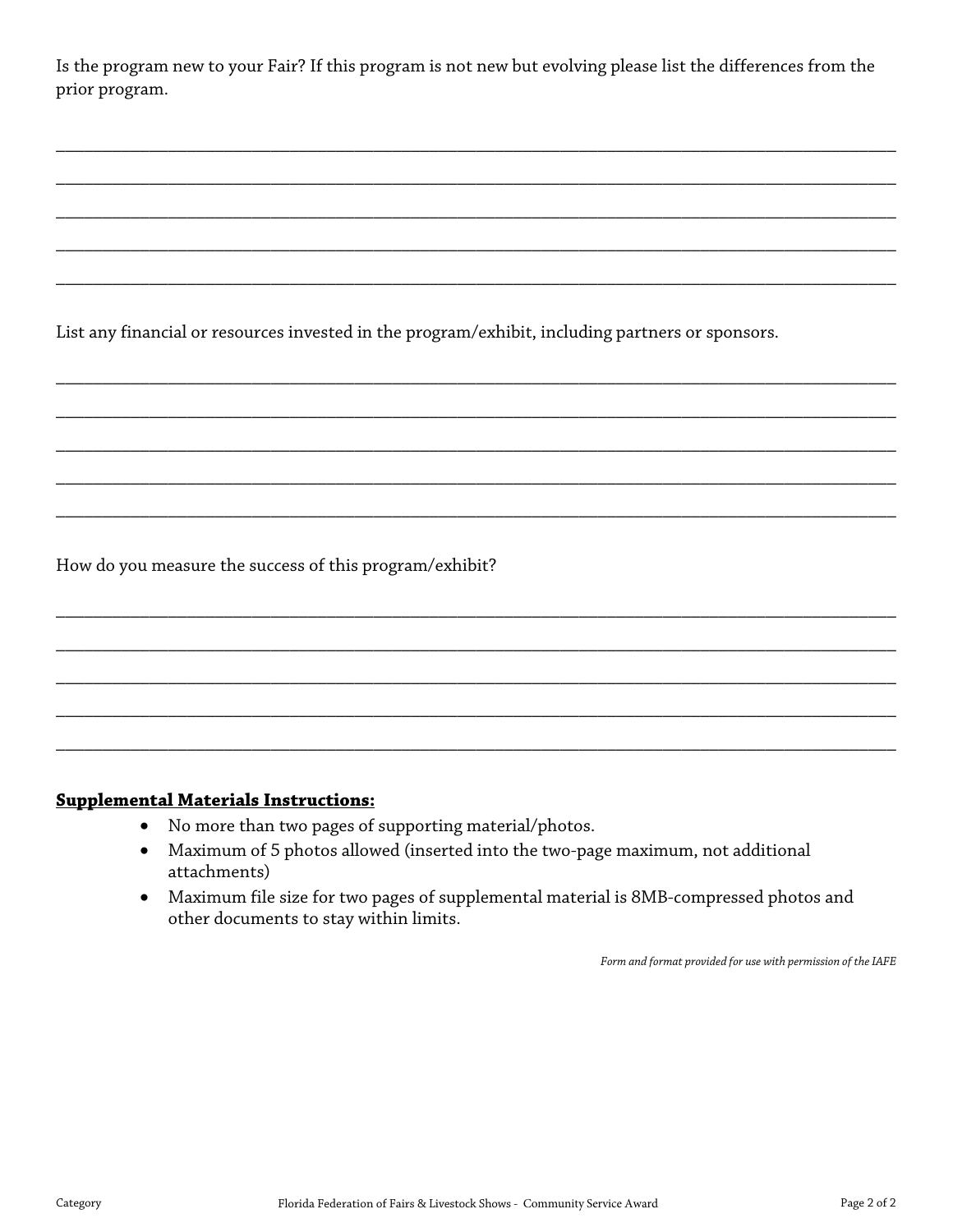Is the program new to your Fair? If this program is not new but evolving please list the differences from the prior program.

_______________________________________________________________________________________

_______________________________________________________________________________________

_______________________________________________________________________________________

_______________________________________________________________________________________

_______________________________________________________________________________________

List any financial or resources invested in the program/exhibit, including partners or sponsors.

_______________________________________________________________________________________

_______________________________________________________________________________________

_______________________________________________________________________________________

_______________________________________________________________________________________

_______________________________________________________________________________________

How do you measure the success of this program/exhibit?

_______________________________________________________________________________________

_______________________________________________________________________________________

_______________________________________________________________________________________

_______________________________________________________________________________________

_______________________________________________________________________________________

**<u>Supplemental Materials Instructions:</u>**

- No more than two pages of supporting material/photos.
- Maximum of 5 photos allowed (inserted into the two-page maximum, not additional attachments)
- Maximum file size for two pages of supplemental material is 8MB-compressed photos and other documents to stay within limits.

*Form and format provided for use with permission of the IAFE*